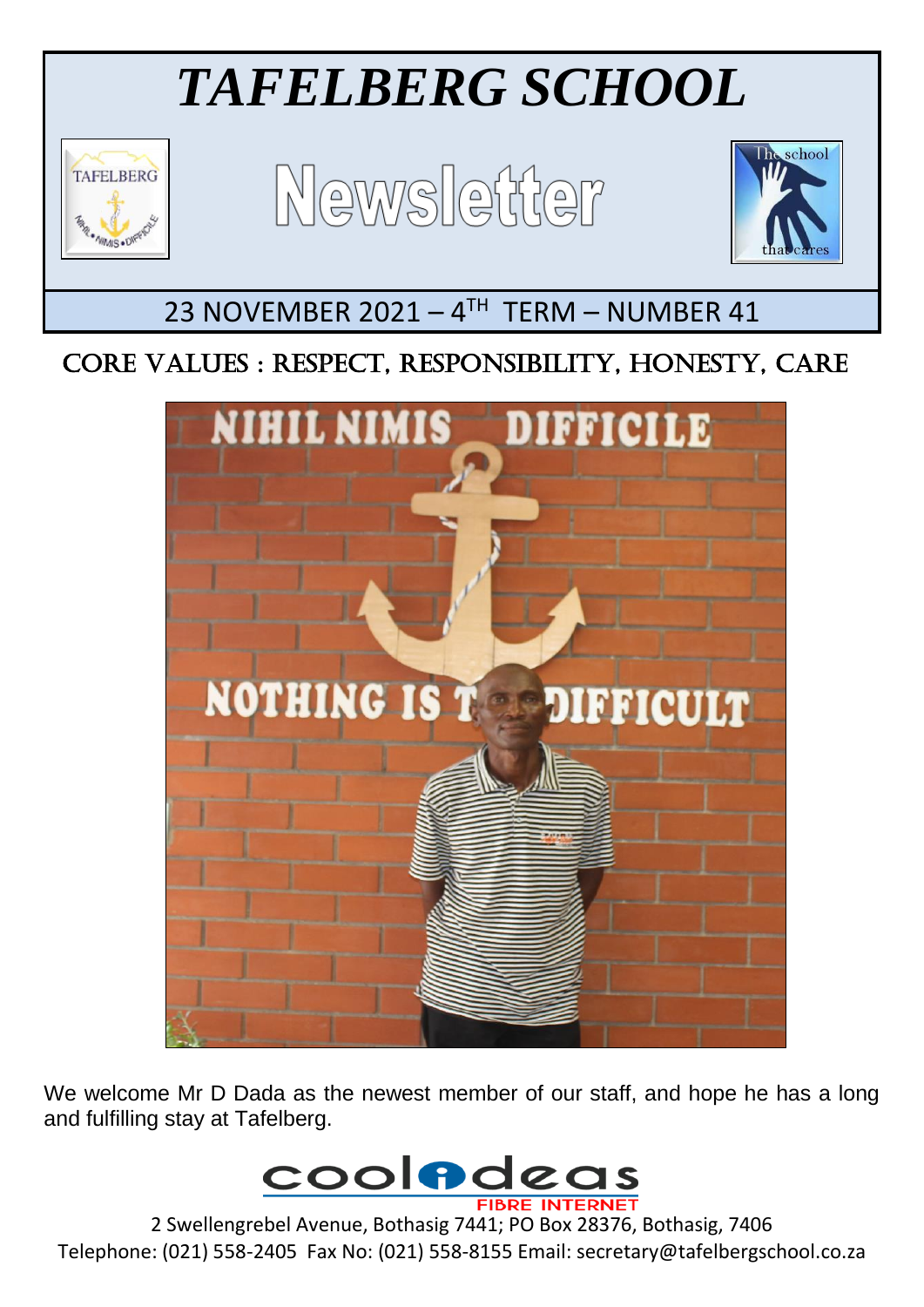# *TAFELBERG SCHOOL*

# Newsletter

## 23 NOVEMBER 2021 – 4TH TERM – NUMBER 41

## CORE VALUES : RESPECT, RESPONSIBILITY, HONESTY, CARE

We welcome Mr D Dada as the newest member of our staff, and hope he has a long and fulfilling stay at Tafelberg.

2 Swellengrebel Avenue, Bothasig 7441; PO Box 28376, Bothasig, 7406
Telephone: (021) 558-2405 Fax No: (021) 558-8155 Email: secretary@tafelbergschool.co.za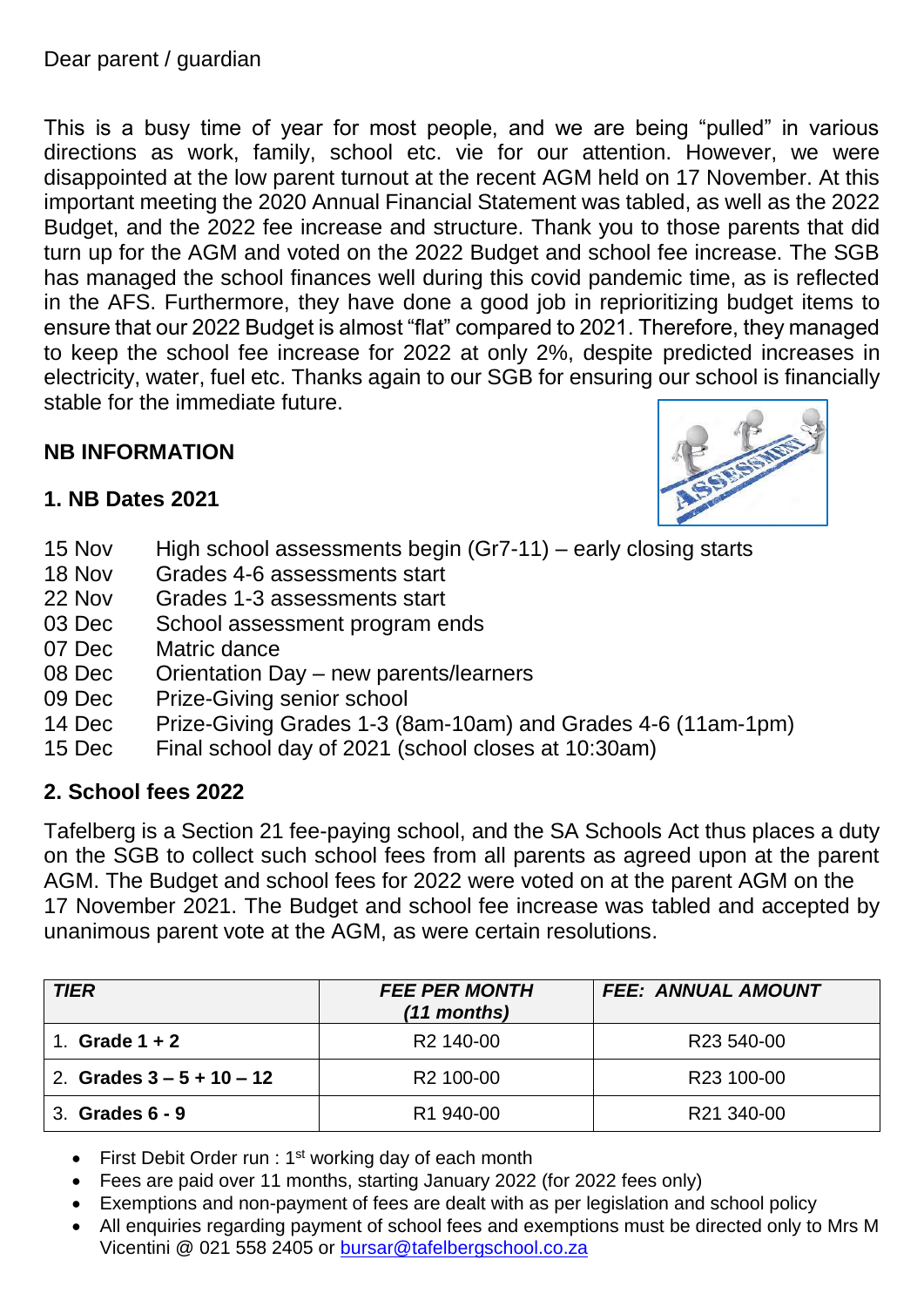Dear parent / guardian

This is a busy time of year for most people, and we are being “pulled” in various directions as work, family, school etc. vie for our attention. However, we were disappointed at the low parent turnout at the recent AGM held on 17 November. At this important meeting the 2020 Annual Financial Statement was tabled, as well as the 2022 Budget, and the 2022 fee increase and structure. Thank you to those parents that did turn up for the AGM and voted on the 2022 Budget and school fee increase. The SGB has managed the school finances well during this covid pandemic time, as is reflected in the AFS. Furthermore, they have done a good job in reprioritizing budget items to ensure that our 2022 Budget is almost “flat” compared to 2021. Therefore, they managed to keep the school fee increase for 2022 at only 2%, despite predicted increases in electricity, water, fuel etc. Thanks again to our SGB for ensuring our school is financially stable for the immediate future.

## NB INFORMATION

### 1. NB Dates 2021

| | |
|---|---|
| 15 Nov | High school assessments begin (Gr7-11) – early closing starts |
| 18 Nov | Grades 4-6 assessments start |
| 22 Nov | Grades 1-3 assessments start |
| 03 Dec | School assessment program ends |
| 07 Dec | Matric dance |
| 08 Dec | Orientation Day – new parents/learners |
| 09 Dec | Prize-Giving senior school |
| 14 Dec | Prize-Giving Grades 1-3 (8am-10am) and Grades 4-6 (11am-1pm) |
| 15 Dec | Final school day of 2021 (school closes at 10:30am) |

### 2. School fees 2022

Tafelberg is a Section 21 fee-paying school, and the SA Schools Act thus places a duty on the SGB to collect such school fees from all parents as agreed upon at the parent AGM. The Budget and school fees for 2022 were voted on at the parent AGM on the 17 November 2021. The Budget and school fee increase was tabled and accepted by unanimous parent vote at the AGM, as were certain resolutions.

| *TIER* | *FEE PER MONTH (11 months)* | *FEE: ANNUAL AMOUNT* |
|---|---|---|
| 1. **Grade 1 + 2** | R2 140-00 | R23 540-00 |
| 2. **Grades 3 – 5 + 10 – 12** | R2 100-00 | R23 100-00 |
| 3. **Grades 6 - 9** | R1 940-00 | R21 340-00 |

- First Debit Order run : 1st working day of each month
- Fees are paid over 11 months, starting January 2022 (for 2022 fees only)
- Exemptions and non-payment of fees are dealt with as per legislation and school policy
- All enquiries regarding payment of school fees and exemptions must be directed only to Mrs M Vicentini @ 021 558 2405 or bursar@tafelbergschool.co.za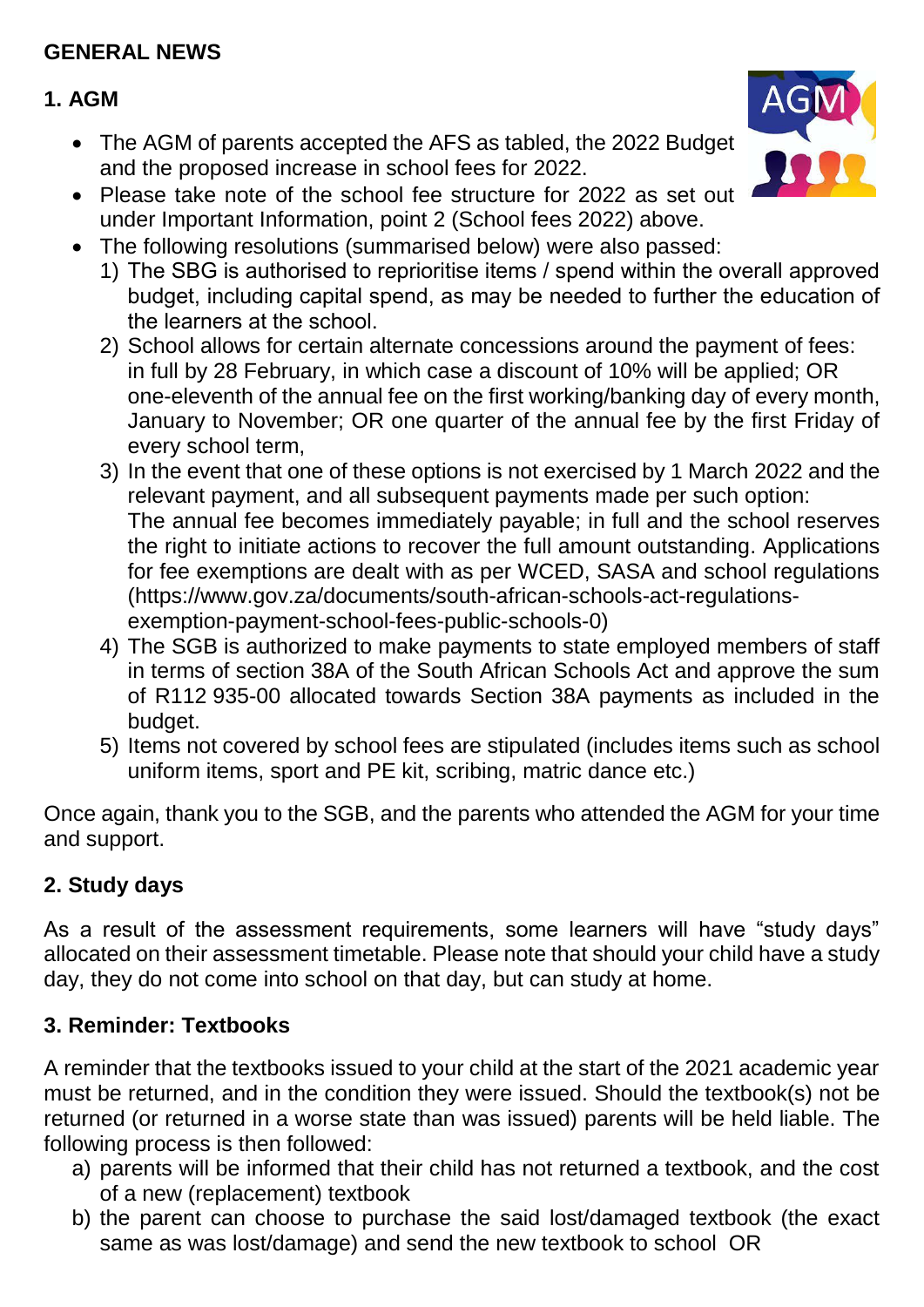## GENERAL NEWS

### 1. AGM

- The AGM of parents accepted the AFS as tabled, the 2022 Budget and the proposed increase in school fees for 2022.
- Please take note of the school fee structure for 2022 as set out under Important Information, point 2 (School fees 2022) above.
- The following resolutions (summarised below) were also passed:
  1) The SBG is authorised to reprioritise items / spend within the overall approved budget, including capital spend, as may be needed to further the education of the learners at the school.
  2) School allows for certain alternate concessions around the payment of fees: in full by 28 February, in which case a discount of 10% will be applied; OR one-eleventh of the annual fee on the first working/banking day of every month, January to November; OR one quarter of the annual fee by the first Friday of every school term,
  3) In the event that one of these options is not exercised by 1 March 2022 and the relevant payment, and all subsequent payments made per such option: The annual fee becomes immediately payable; in full and the school reserves the right to initiate actions to recover the full amount outstanding. Applications for fee exemptions are dealt with as per WCED, SASA and school regulations (https://www.gov.za/documents/south-african-schools-act-regulations-exemption-payment-school-fees-public-schools-0)
  4) The SGB is authorized to make payments to state employed members of staff in terms of section 38A of the South African Schools Act and approve the sum of R112 935-00 allocated towards Section 38A payments as included in the budget.
  5) Items not covered by school fees are stipulated (includes items such as school uniform items, sport and PE kit, scribing, matric dance etc.)

Once again, thank you to the SGB, and the parents who attended the AGM for your time and support.

### 2. Study days

As a result of the assessment requirements, some learners will have "study days" allocated on their assessment timetable. Please note that should your child have a study day, they do not come into school on that day, but can study at home.

### 3. Reminder: Textbooks

A reminder that the textbooks issued to your child at the start of the 2021 academic year must be returned, and in the condition they were issued. Should the textbook(s) not be returned (or returned in a worse state than was issued) parents will be held liable. The following process is then followed:

a) parents will be informed that their child has not returned a textbook, and the cost of a new (replacement) textbook
b) the parent can choose to purchase the said lost/damaged textbook (the exact same as was lost/damage) and send the new textbook to school OR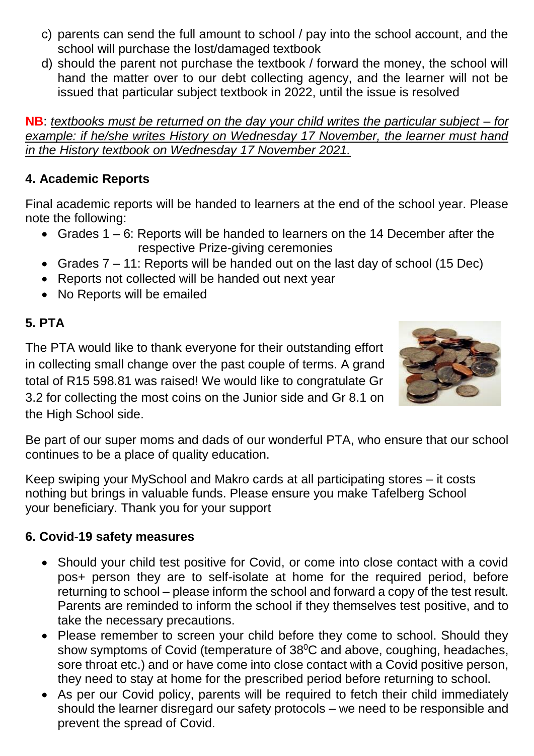c) parents can send the full amount to school / pay into the school account, and the school will purchase the lost/damaged textbook
d) should the parent not purchase the textbook / forward the money, the school will hand the matter over to our debt collecting agency, and the learner will not be issued that particular subject textbook in 2022, until the issue is resolved

**NB**: *textbooks must be returned on the day your child writes the particular subject – for example: if he/she writes History on Wednesday 17 November, the learner must hand in the History textbook on Wednesday 17 November 2021.*

## 4. Academic Reports

Final academic reports will be handed to learners at the end of the school year. Please note the following:

- Grades 1 – 6: Reports will be handed to learners on the 14 December after the respective Prize-giving ceremonies
- Grades 7 – 11: Reports will be handed out on the last day of school (15 Dec)
- Reports not collected will be handed out next year
- No Reports will be emailed

## 5. PTA

The PTA would like to thank everyone for their outstanding effort in collecting small change over the past couple of terms. A grand total of R15 598.81 was raised! We would like to congratulate Gr 3.2 for collecting the most coins on the Junior side and Gr 8.1 on the High School side.

Be part of our super moms and dads of our wonderful PTA, who ensure that our school continues to be a place of quality education.

Keep swiping your MySchool and Makro cards at all participating stores – it costs nothing but brings in valuable funds. Please ensure you make Tafelberg School your beneficiary. Thank you for your support

## 6. Covid-19 safety measures

- Should your child test positive for Covid, or come into close contact with a covid pos+ person they are to self-isolate at home for the required period, before returning to school – please inform the school and forward a copy of the test result. Parents are reminded to inform the school if they themselves test positive, and to take the necessary precautions.
- Please remember to screen your child before they come to school. Should they show symptoms of Covid (temperature of $38^0$C and above, coughing, headaches, sore throat etc.) and or have come into close contact with a Covid positive person, they need to stay at home for the prescribed period before returning to school.
- As per our Covid policy, parents will be required to fetch their child immediately should the learner disregard our safety protocols – we need to be responsible and prevent the spread of Covid.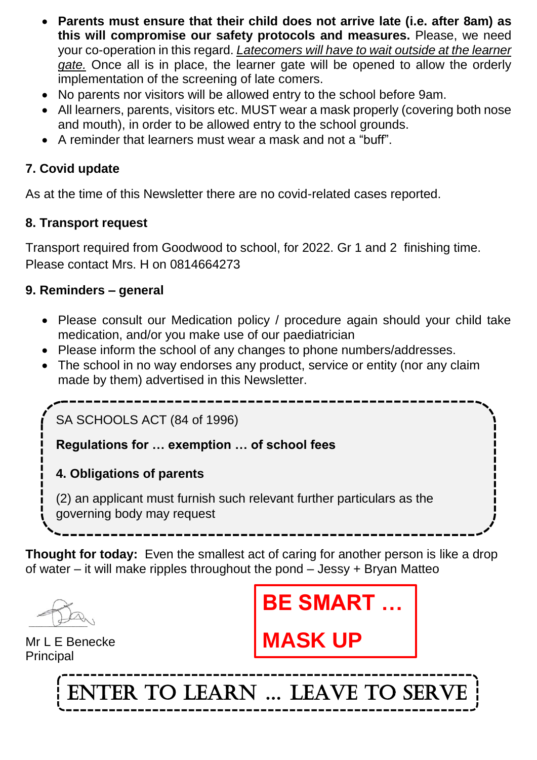- **Parents must ensure that their child does not arrive late (i.e. after 8am) as this will compromise our safety protocols and measures.** Please, we need your co-operation in this regard. *Latecomers will have to wait outside at the learner gate.* Once all is in place, the learner gate will be opened to allow the orderly implementation of the screening of late comers.
- No parents nor visitors will be allowed entry to the school before 9am.
- All learners, parents, visitors etc. MUST wear a mask properly (covering both nose and mouth), in order to be allowed entry to the school grounds.
- A reminder that learners must wear a mask and not a "buff".

## 7. Covid update

As at the time of this Newsletter there are no covid-related cases reported.

## 8. Transport request

Transport required from Goodwood to school, for 2022. Gr 1 and 2 finishing time.
Please contact Mrs. H on 0814664273

## 9. Reminders – general

- Please consult our Medication policy / procedure again should your child take medication, and/or you make use of our paediatrician
- Please inform the school of any changes to phone numbers/addresses.
- The school in no way endorses any product, service or entity (nor any claim made by them) advertised in this Newsletter.

SA SCHOOLS ACT (84 of 1996)

**Regulations for … exemption … of school fees**

**4. Obligations of parents**

(2) an applicant must furnish such relevant further particulars as the governing body may request

**Thought for today:** Even the smallest act of caring for another person is like a drop of water – it will make ripples throughout the pond – Jessy + Bryan Matteo

Mr L E Benecke
Principal

**BE SMART …**

**MASK UP**

ENTER TO LEARN … LEAVE TO SERVE